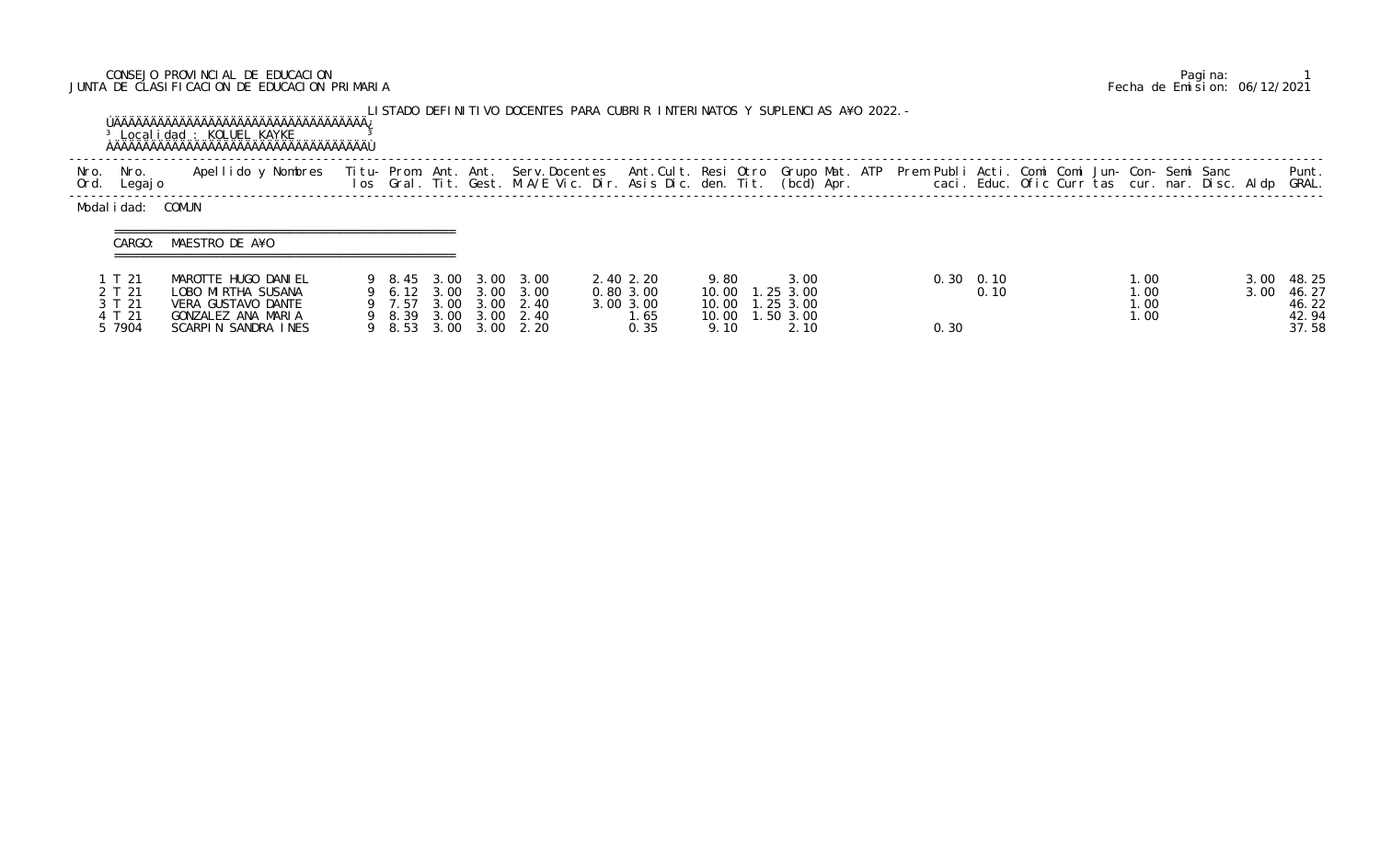CONSEJO PROVINCIAL DE EDUCACION
JUNTA DE CLASIFICACION DE EDUCACION PRIMARIA

Fecha de Emision: 06/12/2021

LISTADO DEFINITIVO DOCENTES PARA CUBRIR INTERINATOS Y SUPLENCIAS A¥O 2022.-

Localidad : KOLUEL KAYKE

Modalidad: COMUN

CARGO: MAESTRO DE A¥O

| Nro. Ord. | Nro. Legajo | Apellido y Nombres | Titu-los | Prom. Gral. | Ant. Tit. | Ant. Gest. | Serv.Docentes M.A/E | Vic. | Dir. | Ant.Cult. Asis | Dic. | Resi den. | Otro Tit. | Grupo (bcd) | Mat. Apr. | ATP | Prem | Publi caci. | Acti. Educ. | Comi Ofic | Comi Curr | Jun-tas | Con-cur. | Semi nar. | Sanc Disc. | Aldp | Punt. GRAL. |
|---|---|---|---|---|---|---|---|---|---|---|---|---|---|---|---|---|---|---|---|---|---|---|---|---|---|---|---|
| 1 | T 21 | MAROTTE HUGO DANIEL | 9 | 8.45 | 3.00 | 3.00 | 3.00 | | | 2.40 | 2.20 | 9.80 | | 3.00 | | | | 0.30 | 0.10 | | | | 1.00 | | | 3.00 | 48.25 |
| 2 | T 21 | LOBO MIRTHA SUSANA | 9 | 6.12 | 3.00 | 3.00 | 3.00 | | | 0.80 | 3.00 | 10.00 | 1.25 | 3.00 | | | | | 0.10 | | | | 1.00 | | | 3.00 | 46.27 |
| 3 | T 21 | VERA GUSTAVO DANTE | 9 | 7.57 | 3.00 | 3.00 | 2.40 | | | 3.00 | 3.00 | 10.00 | 1.25 | 3.00 | | | | | | | | | 1.00 | | | | 46.22 |
| 4 | T 21 | GONZALEZ ANA MARIA | 9 | 8.39 | 3.00 | 3.00 | 2.40 | | | | 1.65 | 10.00 | 1.50 | 3.00 | | | | | | | | | 1.00 | | | | 42.94 |
| 5 | 7904 | SCARPIN SANDRA INES | 9 | 8.53 | 3.00 | 3.00 | 2.20 | | | | 0.35 | 9.10 | | 2.10 | | | | 0.30 | | | | | | | | | 37.58 |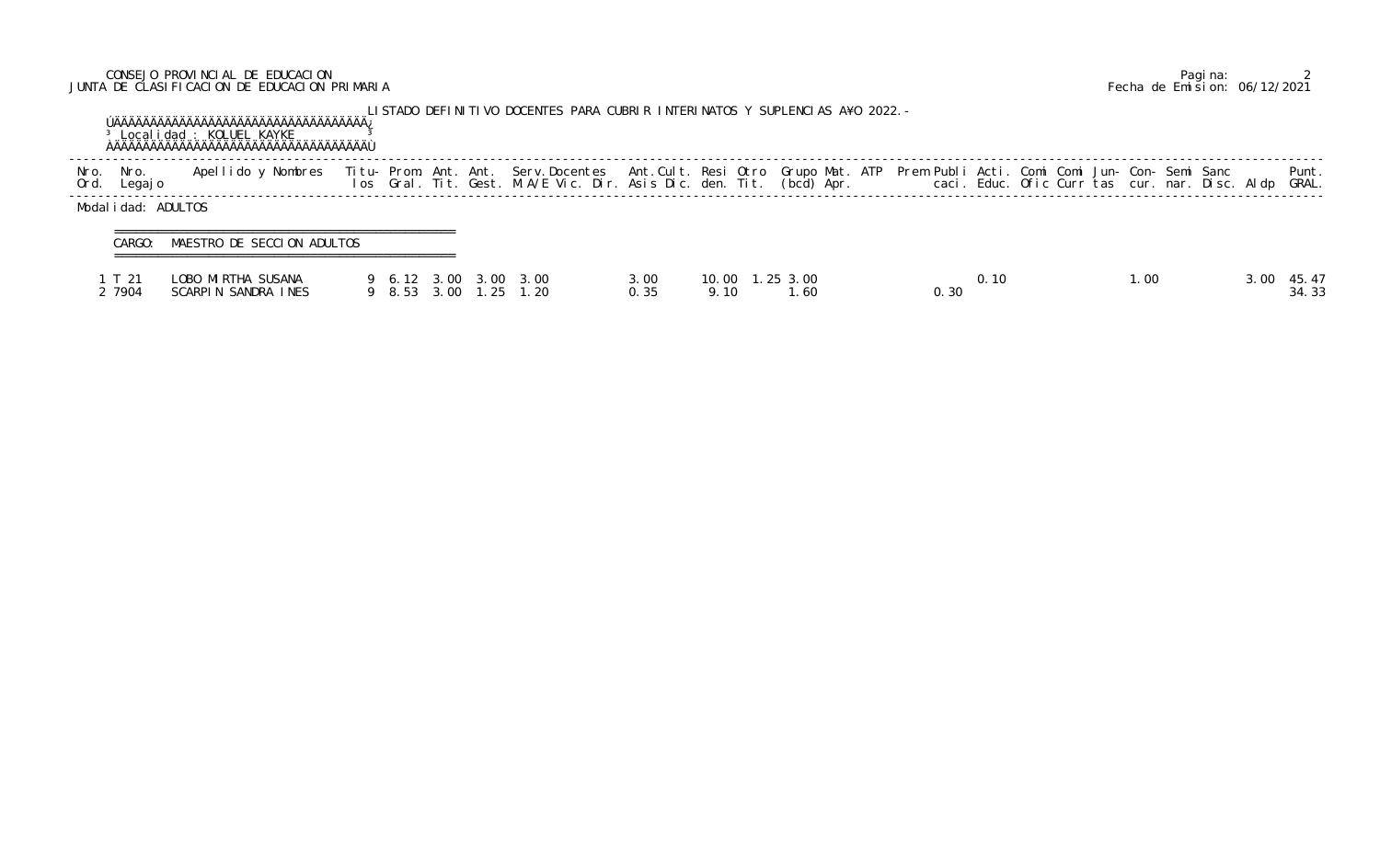CONSEJO PROVINCIAL DE EDUCACION
JUNTA DE CLASIFICACION DE EDUCACION PRIMARIA

Fecha de Emision: 06/12/2021

LISTADO DEFINITIVO DOCENTES PARA CUBRIR INTERINATOS Y SUPLENCIAS A¥O 2022.-

Localidad : KOLUEL KAYKE

Modalidad: ADULTOS

CARGO: MAESTRO DE SECCION ADULTOS

| Nro. Ord. | Nro. Legajo | Apellido y Nombres | Titu-los | Prom. Gral. | Ant. Tit. | Ant. Gest. | Serv.Docentes M.A/E | Vic. | Dir. | Ant.Cult. Asis | Resi Dic. | Otro den. | Grupo Tit. | Mat. (bcd) | ATP Apr. | Prem | Publi caci. | Acti. Educ. | Comi Ofic | Comi Curr | Jun-tas | Con-cur. | Semi nar. | Sanc Disc. | Aldp | Punt. GRAL. |
|---|---|---|---|---|---|---|---|---|---|---|---|---|---|---|---|---|---|---|---|---|---|---|---|---|---|---|
| 1 | T 21 | LOBO MIRTHA SUSANA | 9 | 6.12 | 3.00 | 3.00 | 3.00 | | | 3.00 | 10.00 | 1.25 | 3.00 | | | | | 0.10 | | | | 1.00 | | | 3.00 | 45.47 |
| 2 | 7904 | SCARPIN SANDRA INES | 9 | 8.53 | 3.00 | 1.25 | 1.20 | | | 0.35 | 9.10 | | 1.60 | | | | 0.30 | | | | | | | | | 34.33 |